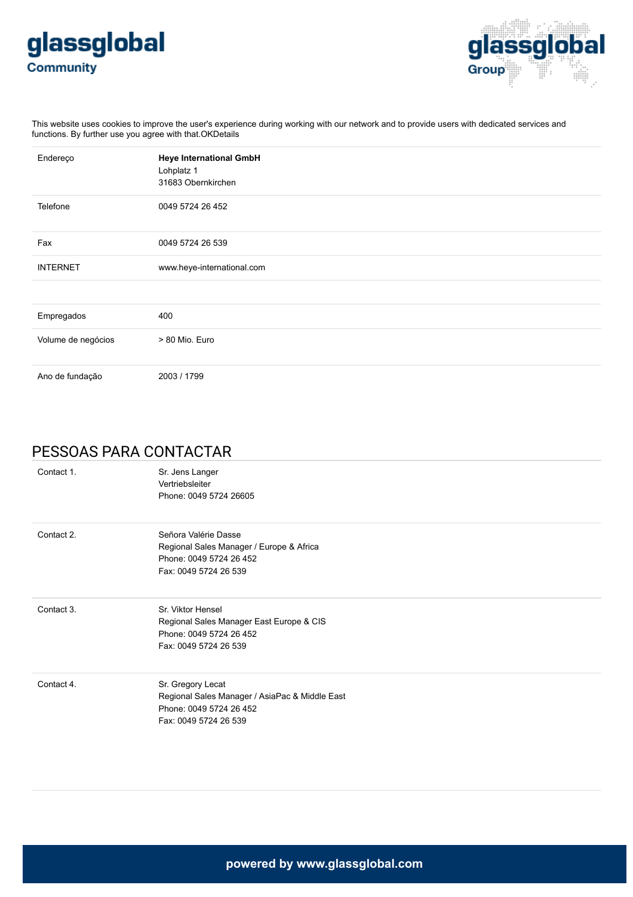# glassglobal Community

**glassglobal Group**

This website uses cookies to improve the user's experience during working with our network and to provide users with dedicated services and functions. By further use you agree with that.OKDetails

| | |
|---|---|
| Endereço | **Heye International GmbH**<br>Lohplatz 1<br>31683 Obernkirchen |
| Telefone | 0049 5724 26 452 |
| Fax | 0049 5724 26 539 |
| INTERNET | www.heye-international.com |
| | |
| Empregados | 400 |
| Volume de negócios | > 80 Mio. Euro |
| Ano de fundação | 2003 / 1799 |

## PESSOAS PARA CONTACTAR

| | |
|---|---|
| Contact 1. | Sr. Jens Langer<br>Vertriebsleiter<br>Phone: 0049 5724 26605 |
| Contact 2. | Señora Valérie Dasse<br>Regional Sales Manager / Europe & Africa<br>Phone: 0049 5724 26 452<br>Fax: 0049 5724 26 539 |
| Contact 3. | Sr. Viktor Hensel<br>Regional Sales Manager East Europe & CIS<br>Phone: 0049 5724 26 452<br>Fax: 0049 5724 26 539 |
| Contact 4. | Sr. Gregory Lecat<br>Regional Sales Manager / AsiaPac & Middle East<br>Phone: 0049 5724 26 452<br>Fax: 0049 5724 26 539 |

**powered by www.glassglobal.com**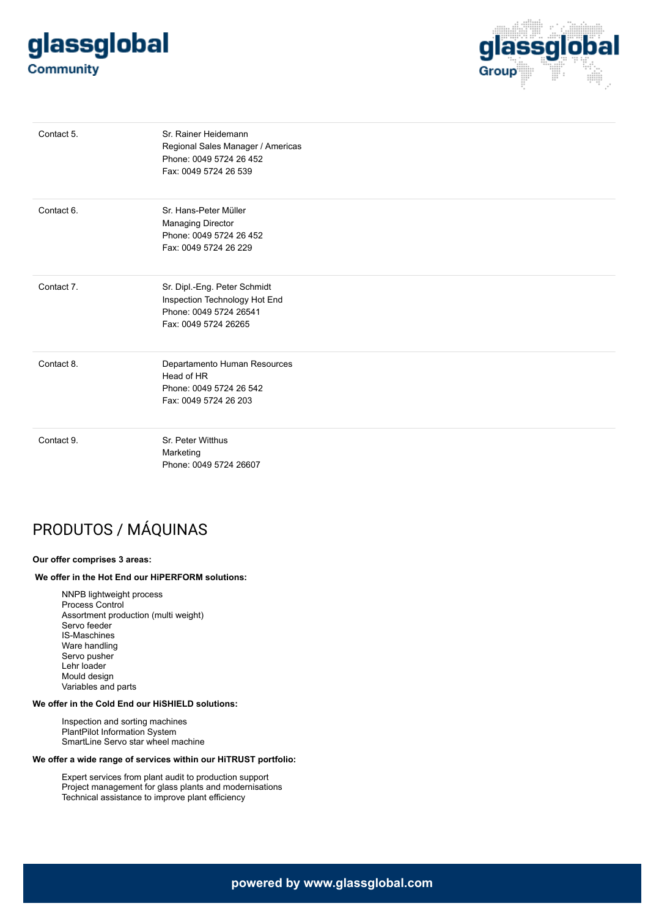| | |
|---|---|
| Contact 5. | Sr. Rainer Heidemann<br>Regional Sales Manager / Americas<br>Phone: 0049 5724 26 452<br>Fax: 0049 5724 26 539 |
| Contact 6. | Sr. Hans-Peter Müller<br>Managing Director<br>Phone: 0049 5724 26 452<br>Fax: 0049 5724 26 229 |
| Contact 7. | Sr. Dipl.-Eng. Peter Schmidt<br>Inspection Technology Hot End<br>Phone: 0049 5724 26541<br>Fax: 0049 5724 26265 |
| Contact 8. | Departamento Human Resources<br>Head of HR<br>Phone: 0049 5724 26 542<br>Fax: 0049 5724 26 203 |
| Contact 9. | Sr. Peter Witthus<br>Marketing<br>Phone: 0049 5724 26607 |

## PRODUTOS / MÁQUINAS

**Our offer comprises 3 areas:**

**We offer in the Hot End our HiPERFORM solutions:**

- NNPB lightweight process
- Process Control
- Assortment production (multi weight)
- Servo feeder
- IS-Maschines
- Ware handling
- Servo pusher
- Lehr loader
- Mould design
- Variables and parts

**We offer in the Cold End our HiSHIELD solutions:**

- Inspection and sorting machines
- PlantPilot Information System
- SmartLine Servo star wheel machine

**We offer a wide range of services within our HiTRUST portfolio:**

- Expert services from plant audit to production support
- Project management for glass plants and modernisations
- Technical assistance to improve plant efficiency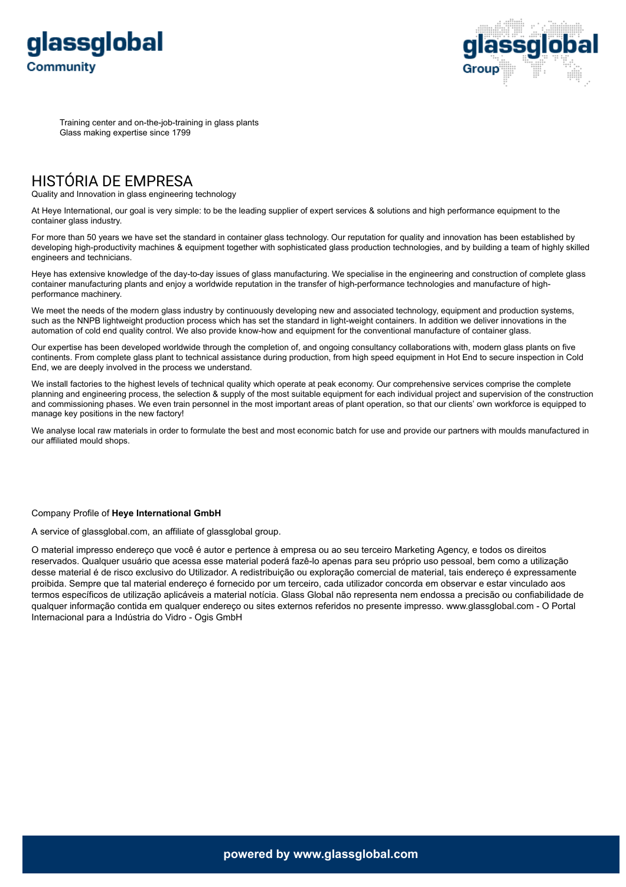Training center and on-the-job-training in glass plants
Glass making expertise since 1799

# HISTÓRIA DE EMPRESA

Quality and Innovation in glass engineering technology

At Heye International, our goal is very simple: to be the leading supplier of expert services & solutions and high performance equipment to the container glass industry.

For more than 50 years we have set the standard in container glass technology. Our reputation for quality and innovation has been established by developing high-productivity machines & equipment together with sophisticated glass production technologies, and by building a team of highly skilled engineers and technicians.

Heye has extensive knowledge of the day-to-day issues of glass manufacturing. We specialise in the engineering and construction of complete glass container manufacturing plants and enjoy a worldwide reputation in the transfer of high-performance technologies and manufacture of high-performance machinery.

We meet the needs of the modern glass industry by continuously developing new and associated technology, equipment and production systems, such as the NNPB lightweight production process which has set the standard in light-weight containers. In addition we deliver innovations in the automation of cold end quality control. We also provide know-how and equipment for the conventional manufacture of container glass.

Our expertise has been developed worldwide through the completion of, and ongoing consultancy collaborations with, modern glass plants on five continents. From complete glass plant to technical assistance during production, from high speed equipment in Hot End to secure inspection in Cold End, we are deeply involved in the process we understand.

We install factories to the highest levels of technical quality which operate at peak economy. Our comprehensive services comprise the complete planning and engineering process, the selection & supply of the most suitable equipment for each individual project and supervision of the construction and commissioning phases. We even train personnel in the most important areas of plant operation, so that our clients' own workforce is equipped to manage key positions in the new factory!

We analyse local raw materials in order to formulate the best and most economic batch for use and provide our partners with moulds manufactured in our affiliated mould shops.

Company Profile of **Heye International GmbH**

A service of glassglobal.com, an affiliate of glassglobal group.

O material impresso endereço que você é autor e pertence à empresa ou ao seu terceiro Marketing Agency, e todos os direitos reservados. Qualquer usuário que acessa esse material poderá fazê-lo apenas para seu próprio uso pessoal, bem como a utilização desse material é de risco exclusivo do Utilizador. A redistribuição ou exploração comercial de material, tais endereço é expressamente proibida. Sempre que tal material endereço é fornecido por um terceiro, cada utilizador concorda em observar e estar vinculado aos termos específicos de utilização aplicáveis a material notícia. Glass Global não representa nem endossa a precisão ou confiabilidade de qualquer informação contida em qualquer endereço ou sites externos referidos no presente impresso. www.glassglobal.com - O Portal Internacional para a Indústria do Vidro - Ogis GmbH